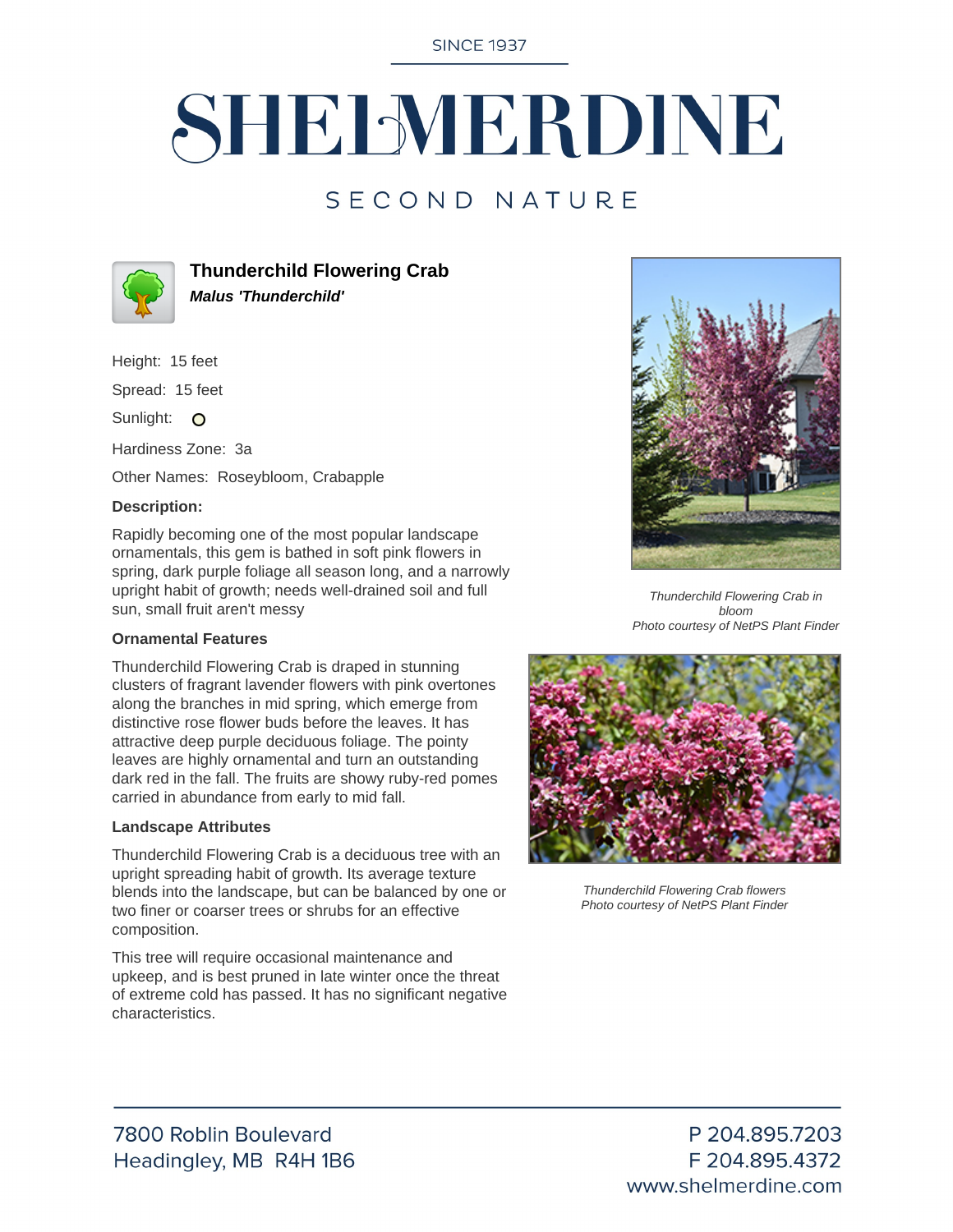SINCE 1937

# SHELMERDINE

SECOND NATURE

## Thunderchild Flowering Crab

***Malus 'Thunderchild'***

Height: 15 feet

Spread: 15 feet

Sunlight: ○

Hardiness Zone: 3a

Other Names: Roseybloom, Crabapple

**Description:**

Rapidly becoming one of the most popular landscape ornamentals, this gem is bathed in soft pink flowers in spring, dark purple foliage all season long, and a narrowly upright habit of growth; needs well-drained soil and full sun, small fruit aren't messy

### Ornamental Features

Thunderchild Flowering Crab is draped in stunning clusters of fragrant lavender flowers with pink overtones along the branches in mid spring, which emerge from distinctive rose flower buds before the leaves. It has attractive deep purple deciduous foliage. The pointy leaves are highly ornamental and turn an outstanding dark red in the fall. The fruits are showy ruby-red pomes carried in abundance from early to mid fall.

### Landscape Attributes

Thunderchild Flowering Crab is a deciduous tree with an upright spreading habit of growth. Its average texture blends into the landscape, but can be balanced by one or two finer or coarser trees or shrubs for an effective composition.

This tree will require occasional maintenance and upkeep, and is best pruned in late winter once the threat of extreme cold has passed. It has no significant negative characteristics.

*Thunderchild Flowering Crab in bloom*
*Photo courtesy of NetPS Plant Finder*

*Thunderchild Flowering Crab flowers*
*Photo courtesy of NetPS Plant Finder*

7800 Roblin Boulevard
Headingley, MB R4H 1B6

P 204.895.7203
F 204.895.4372
www.shelmerdine.com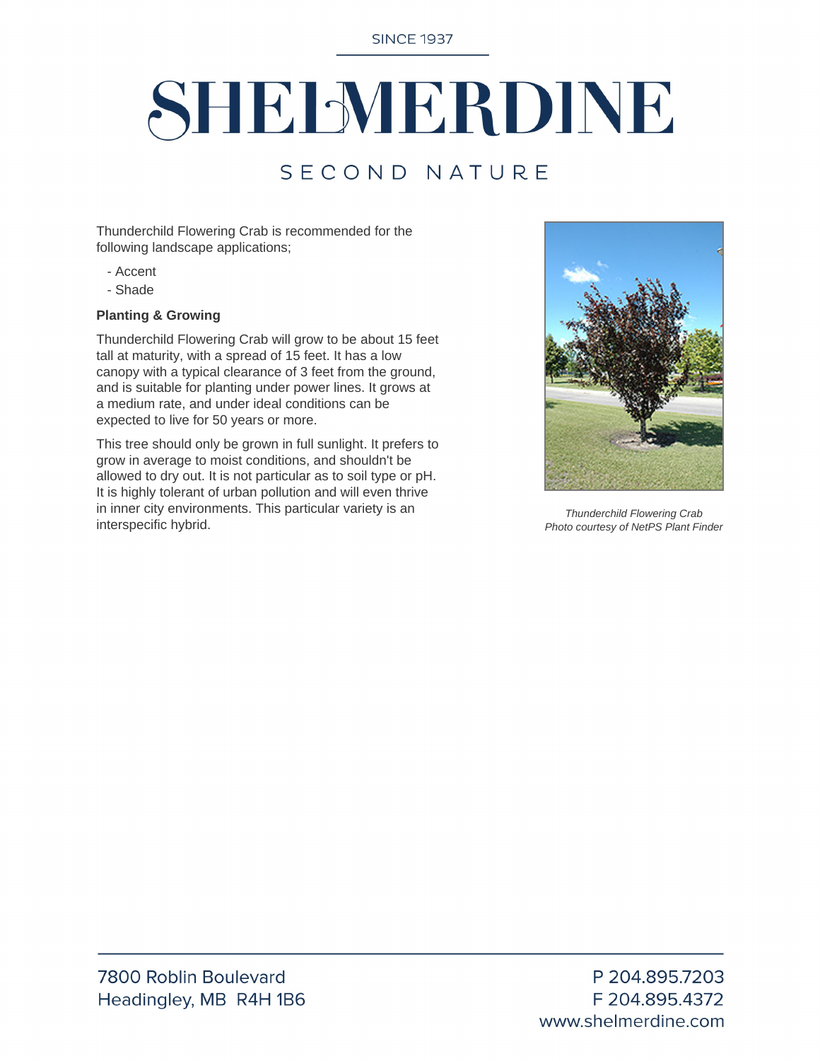SINCE 1937

# SHELMERDINE

SECOND NATURE

Thunderchild Flowering Crab is recommended for the following landscape applications;

- Accent
- Shade

**Planting & Growing**

Thunderchild Flowering Crab will grow to be about 15 feet tall at maturity, with a spread of 15 feet. It has a low canopy with a typical clearance of 3 feet from the ground, and is suitable for planting under power lines. It grows at a medium rate, and under ideal conditions can be expected to live for 50 years or more.

This tree should only be grown in full sunlight. It prefers to grow in average to moist conditions, and shouldn't be allowed to dry out. It is not particular as to soil type or pH. It is highly tolerant of urban pollution and will even thrive in inner city environments. This particular variety is an interspecific hybrid.

*Thunderchild Flowering Crab*
*Photo courtesy of NetPS Plant Finder*

7800 Roblin Boulevard
Headingley, MB R4H 1B6

P 204.895.7203
F 204.895.4372
www.shelmerdine.com